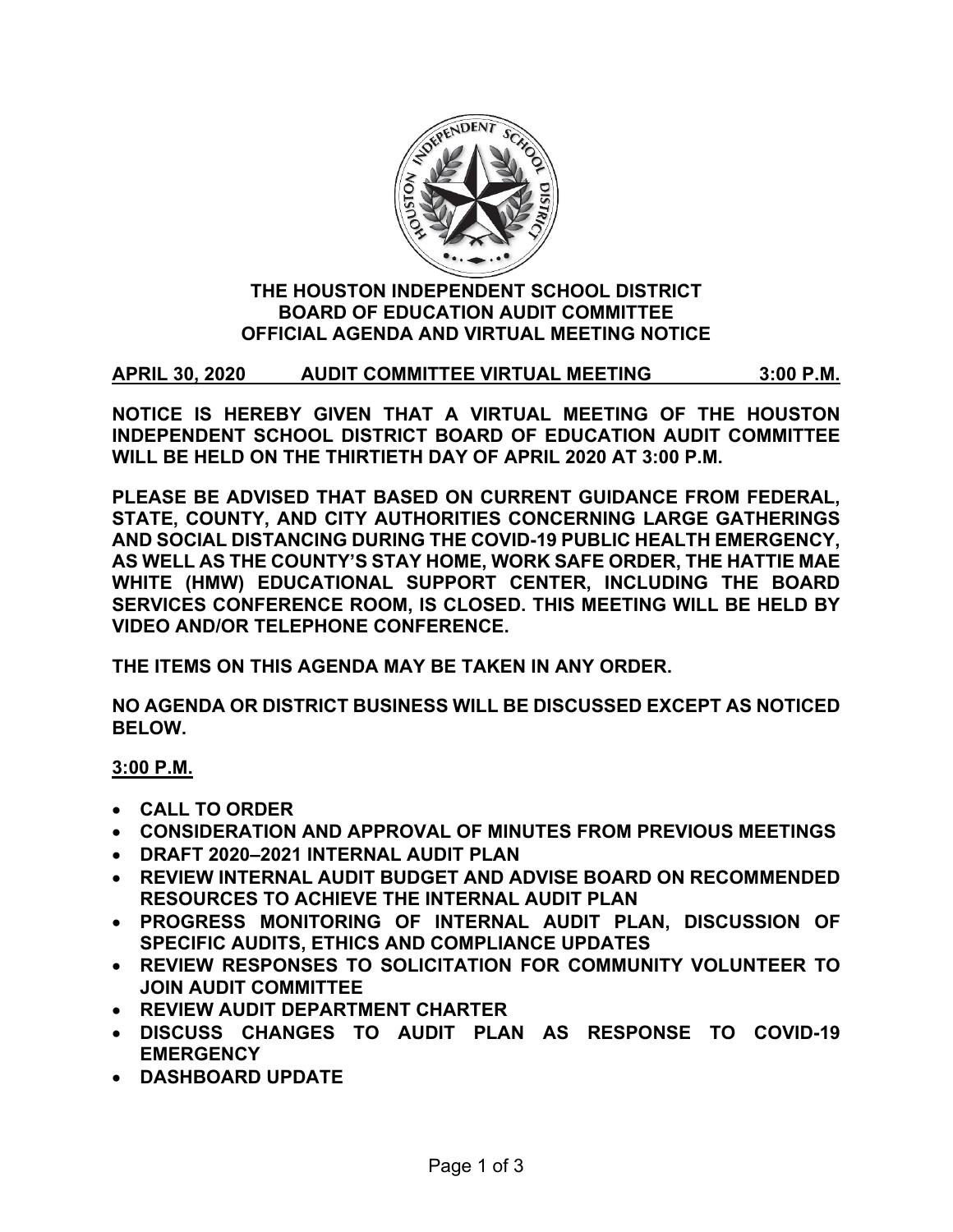# THE HOUSTON INDEPENDENT SCHOOL DISTRICT
## BOARD OF EDUCATION AUDIT COMMITTEE
## OFFICIAL AGENDA AND VIRTUAL MEETING NOTICE

**APRIL 30, 2020 AUDIT COMMITTEE VIRTUAL MEETING 3:00 P.M.**

**NOTICE IS HEREBY GIVEN THAT A VIRTUAL MEETING OF THE HOUSTON INDEPENDENT SCHOOL DISTRICT BOARD OF EDUCATION AUDIT COMMITTEE WILL BE HELD ON THE THIRTIETH DAY OF APRIL 2020 AT 3:00 P.M.**

**PLEASE BE ADVISED THAT BASED ON CURRENT GUIDANCE FROM FEDERAL, STATE, COUNTY, AND CITY AUTHORITIES CONCERNING LARGE GATHERINGS AND SOCIAL DISTANCING DURING THE COVID-19 PUBLIC HEALTH EMERGENCY, AS WELL AS THE COUNTY'S STAY HOME, WORK SAFE ORDER, THE HATTIE MAE WHITE (HMW) EDUCATIONAL SUPPORT CENTER, INCLUDING THE BOARD SERVICES CONFERENCE ROOM, IS CLOSED. THIS MEETING WILL BE HELD BY VIDEO AND/OR TELEPHONE CONFERENCE.**

**THE ITEMS ON THIS AGENDA MAY BE TAKEN IN ANY ORDER.**

**NO AGENDA OR DISTRICT BUSINESS WILL BE DISCUSSED EXCEPT AS NOTICED BELOW.**

**3:00 P.M.**

- **CALL TO ORDER**
- **CONSIDERATION AND APPROVAL OF MINUTES FROM PREVIOUS MEETINGS**
- **DRAFT 2020–2021 INTERNAL AUDIT PLAN**
- **REVIEW INTERNAL AUDIT BUDGET AND ADVISE BOARD ON RECOMMENDED RESOURCES TO ACHIEVE THE INTERNAL AUDIT PLAN**
- **PROGRESS MONITORING OF INTERNAL AUDIT PLAN, DISCUSSION OF SPECIFIC AUDITS, ETHICS AND COMPLIANCE UPDATES**
- **REVIEW RESPONSES TO SOLICITATION FOR COMMUNITY VOLUNTEER TO JOIN AUDIT COMMITTEE**
- **REVIEW AUDIT DEPARTMENT CHARTER**
- **DISCUSS CHANGES TO AUDIT PLAN AS RESPONSE TO COVID-19 EMERGENCY**
- **DASHBOARD UPDATE**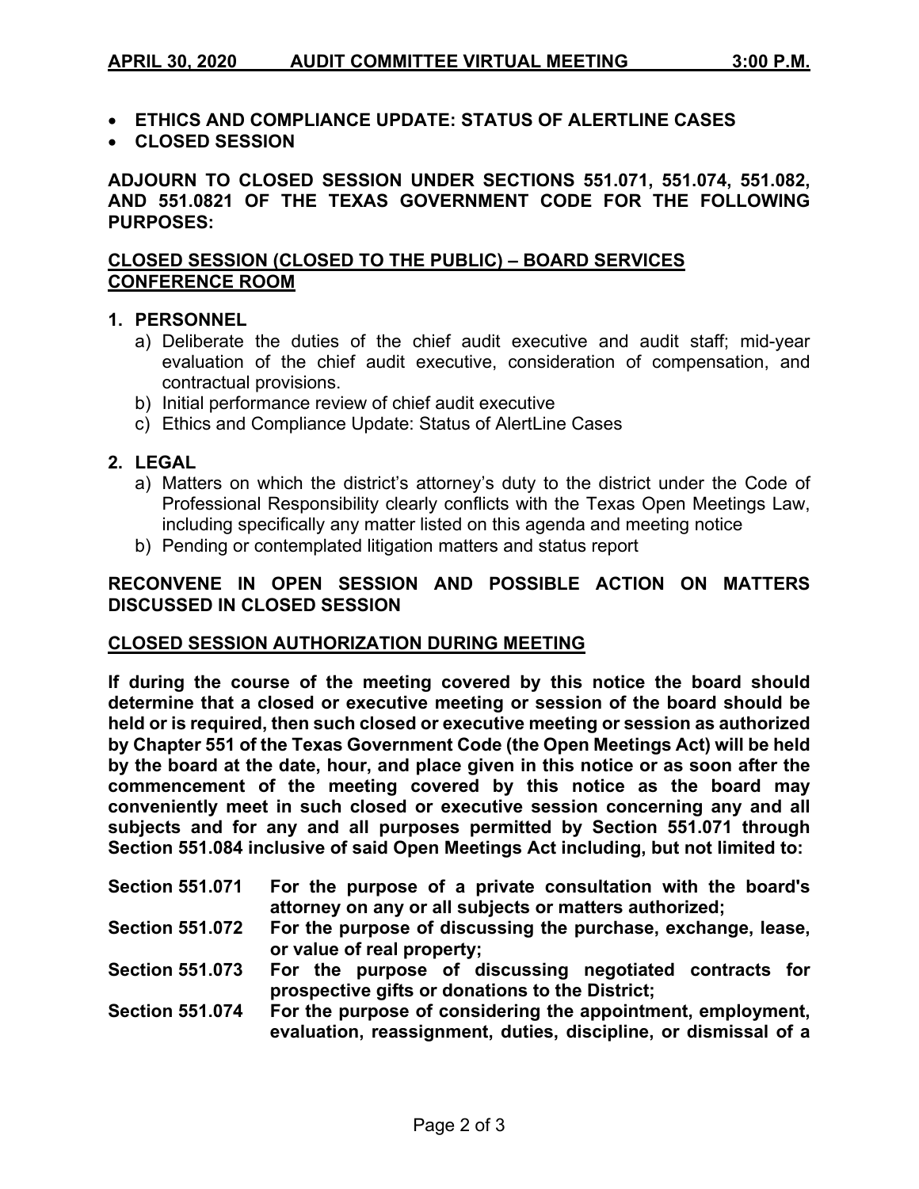- **ETHICS AND COMPLIANCE UPDATE: STATUS OF ALERTLINE CASES**
- **CLOSED SESSION**

**ADJOURN TO CLOSED SESSION UNDER SECTIONS 551.071, 551.074, 551.082, AND 551.0821 OF THE TEXAS GOVERNMENT CODE FOR THE FOLLOWING PURPOSES:**

**CLOSED SESSION (CLOSED TO THE PUBLIC) – BOARD SERVICES CONFERENCE ROOM**

**1. PERSONNEL**

a) Deliberate the duties of the chief audit executive and audit staff; mid-year evaluation of the chief audit executive, consideration of compensation, and contractual provisions.

b) Initial performance review of chief audit executive

c) Ethics and Compliance Update: Status of AlertLine Cases

**2. LEGAL**

a) Matters on which the district's attorney's duty to the district under the Code of Professional Responsibility clearly conflicts with the Texas Open Meetings Law, including specifically any matter listed on this agenda and meeting notice

b) Pending or contemplated litigation matters and status report

**RECONVENE IN OPEN SESSION AND POSSIBLE ACTION ON MATTERS DISCUSSED IN CLOSED SESSION**

**CLOSED SESSION AUTHORIZATION DURING MEETING**

**If during the course of the meeting covered by this notice the board should determine that a closed or executive meeting or session of the board should be held or is required, then such closed or executive meeting or session as authorized by Chapter 551 of the Texas Government Code (the Open Meetings Act) will be held by the board at the date, hour, and place given in this notice or as soon after the commencement of the meeting covered by this notice as the board may conveniently meet in such closed or executive session concerning any and all subjects and for any and all purposes permitted by Section 551.071 through Section 551.084 inclusive of said Open Meetings Act including, but not limited to:**

**Section 551.071** **For the purpose of a private consultation with the board's attorney on any or all subjects or matters authorized;**

**Section 551.072** **For the purpose of discussing the purchase, exchange, lease, or value of real property;**

**Section 551.073** **For the purpose of discussing negotiated contracts for prospective gifts or donations to the District;**

**Section 551.074** **For the purpose of considering the appointment, employment, evaluation, reassignment, duties, discipline, or dismissal of a**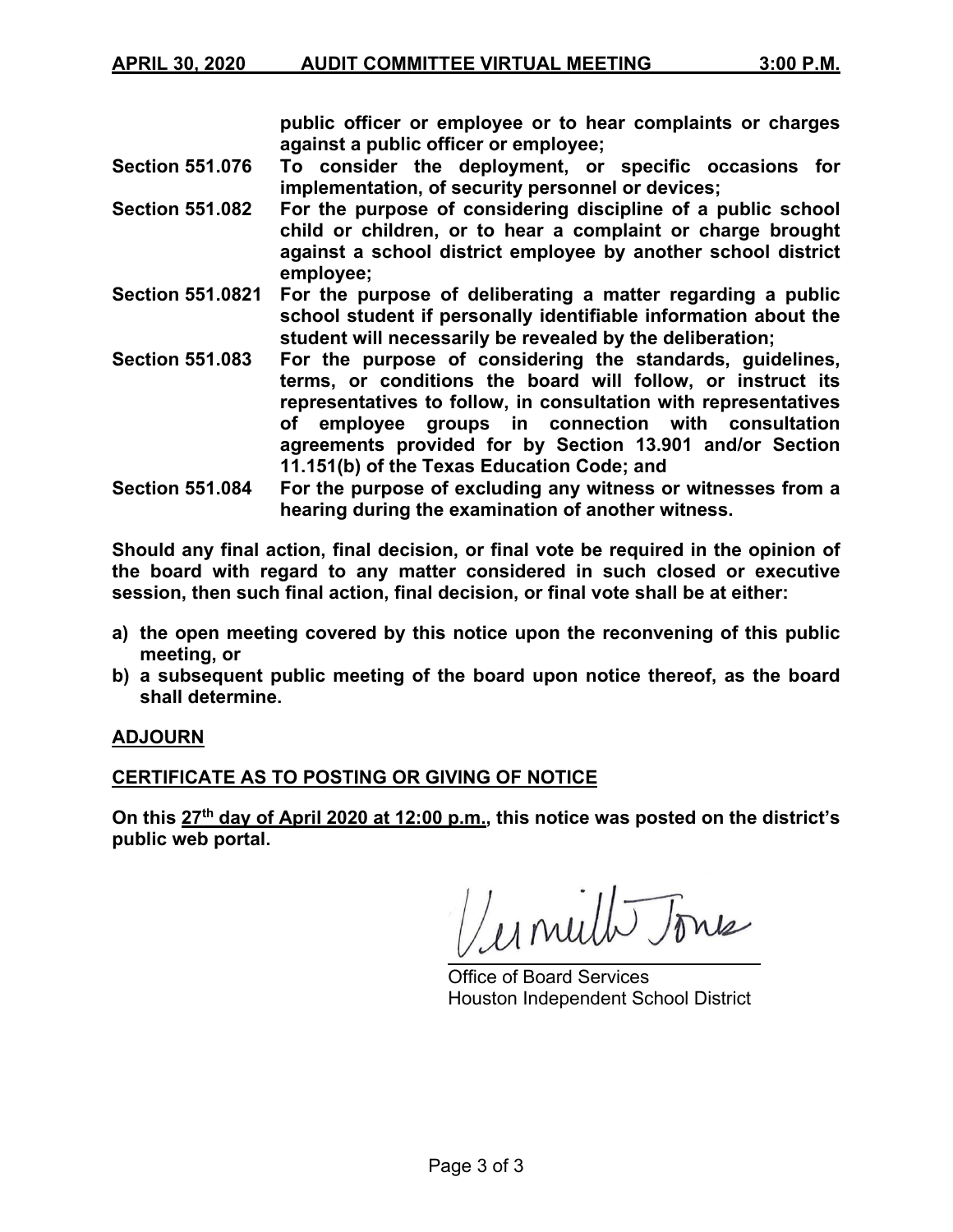**public officer or employee or to hear complaints or charges against a public officer or employee;**

| | |
|---|---|
| **Section 551.076** | **To consider the deployment, or specific occasions for implementation, of security personnel or devices;** |
| **Section 551.082** | **For the purpose of considering discipline of a public school child or children, or to hear a complaint or charge brought against a school district employee by another school district employee;** |
| **Section 551.0821** | **For the purpose of deliberating a matter regarding a public school student if personally identifiable information about the student will necessarily be revealed by the deliberation;** |
| **Section 551.083** | **For the purpose of considering the standards, guidelines, terms, or conditions the board will follow, or instruct its representatives to follow, in consultation with representatives of employee groups in connection with consultation agreements provided for by Section 13.901 and/or Section 11.151(b) of the Texas Education Code; and** |
| **Section 551.084** | **For the purpose of excluding any witness or witnesses from a hearing during the examination of another witness.** |

**Should any final action, final decision, or final vote be required in the opinion of the board with regard to any matter considered in such closed or executive session, then such final action, final decision, or final vote shall be at either:**

**a) the open meeting covered by this notice upon the reconvening of this public meeting, or**

**b) a subsequent public meeting of the board upon notice thereof, as the board shall determine.**

## ADJOURN

## CERTIFICATE AS TO POSTING OR GIVING OF NOTICE

**On this 27th day of April 2020 at 12:00 p.m., this notice was posted on the district's public web portal.**

Vermell Jones

Office of Board Services
Houston Independent School District